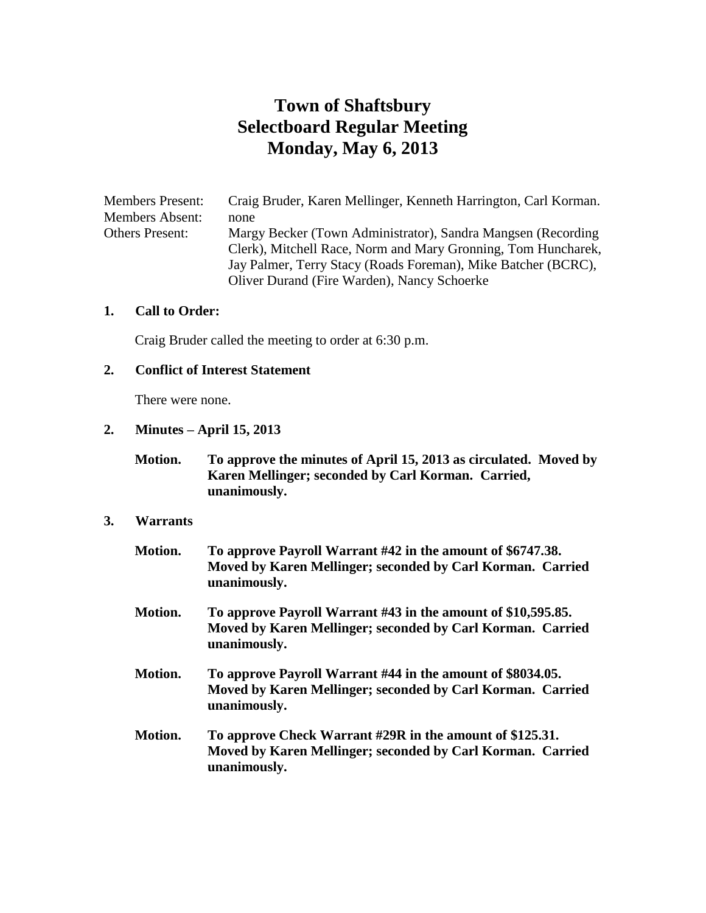# Town of Shaftsbury
# Selectboard Regular Meeting
# Monday, May 6, 2013

| | |
|---|---|
| Members Present: | Craig Bruder, Karen Mellinger, Kenneth Harrington, Carl Korman. |
| Members Absent: | none |
| Others Present: | Margy Becker (Town Administrator), Sandra Mangsen (Recording Clerk), Mitchell Race, Norm and Mary Gronning, Tom Huncharek, Jay Palmer, Terry Stacy (Roads Foreman), Mike Batcher (BCRC), Oliver Durand (Fire Warden), Nancy Schoerke |

**1. Call to Order:**

Craig Bruder called the meeting to order at 6:30 p.m.

**2. Conflict of Interest Statement**

There were none.

**2. Minutes – April 15, 2013**

**Motion. To approve the minutes of April 15, 2013 as circulated. Moved by Karen Mellinger; seconded by Carl Korman. Carried, unanimously.**

**3. Warrants**

**Motion. To approve Payroll Warrant #42 in the amount of $6747.38. Moved by Karen Mellinger; seconded by Carl Korman. Carried unanimously.**

**Motion. To approve Payroll Warrant #43 in the amount of $10,595.85. Moved by Karen Mellinger; seconded by Carl Korman. Carried unanimously.**

**Motion. To approve Payroll Warrant #44 in the amount of $8034.05. Moved by Karen Mellinger; seconded by Carl Korman. Carried unanimously.**

**Motion. To approve Check Warrant #29R in the amount of $125.31. Moved by Karen Mellinger; seconded by Carl Korman. Carried unanimously.**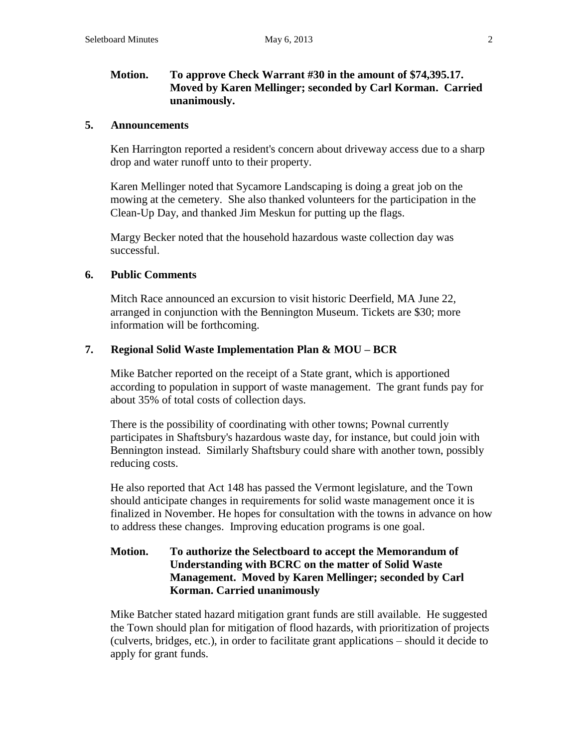**Motion. To approve Check Warrant #30 in the amount of $74,395.17. Moved by Karen Mellinger; seconded by Carl Korman. Carried unanimously.**

## 5. Announcements

Ken Harrington reported a resident's concern about driveway access due to a sharp drop and water runoff unto to their property.

Karen Mellinger noted that Sycamore Landscaping is doing a great job on the mowing at the cemetery. She also thanked volunteers for the participation in the Clean-Up Day, and thanked Jim Meskun for putting up the flags.

Margy Becker noted that the household hazardous waste collection day was successful.

## 6. Public Comments

Mitch Race announced an excursion to visit historic Deerfield, MA June 22, arranged in conjunction with the Bennington Museum. Tickets are $30; more information will be forthcoming.

## 7. Regional Solid Waste Implementation Plan & MOU – BCR

Mike Batcher reported on the receipt of a State grant, which is apportioned according to population in support of waste management. The grant funds pay for about 35% of total costs of collection days.

There is the possibility of coordinating with other towns; Pownal currently participates in Shaftsbury's hazardous waste day, for instance, but could join with Bennington instead. Similarly Shaftsbury could share with another town, possibly reducing costs.

He also reported that Act 148 has passed the Vermont legislature, and the Town should anticipate changes in requirements for solid waste management once it is finalized in November. He hopes for consultation with the towns in advance on how to address these changes. Improving education programs is one goal.

**Motion. To authorize the Selectboard to accept the Memorandum of Understanding with BCRC on the matter of Solid Waste Management. Moved by Karen Mellinger; seconded by Carl Korman. Carried unanimously**

Mike Batcher stated hazard mitigation grant funds are still available. He suggested the Town should plan for mitigation of flood hazards, with prioritization of projects (culverts, bridges, etc.), in order to facilitate grant applications – should it decide to apply for grant funds.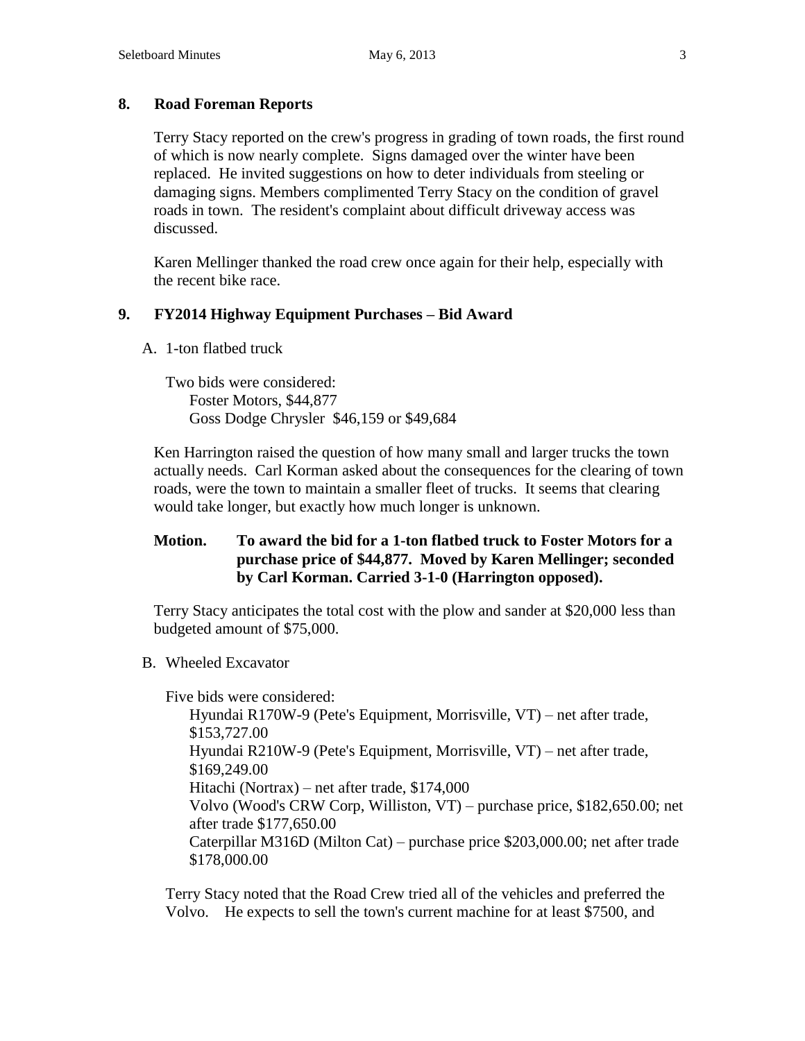## 8. Road Foreman Reports

Terry Stacy reported on the crew's progress in grading of town roads, the first round of which is now nearly complete. Signs damaged over the winter have been replaced. He invited suggestions on how to deter individuals from steeling or damaging signs. Members complimented Terry Stacy on the condition of gravel roads in town. The resident's complaint about difficult driveway access was discussed.

Karen Mellinger thanked the road crew once again for their help, especially with the recent bike race.

## 9. FY2014 Highway Equipment Purchases – Bid Award

A. 1-ton flatbed truck

Two bids were considered:
Foster Motors, $44,877
Goss Dodge Chrysler $46,159 or $49,684

Ken Harrington raised the question of how many small and larger trucks the town actually needs. Carl Korman asked about the consequences for the clearing of town roads, were the town to maintain a smaller fleet of trucks. It seems that clearing would take longer, but exactly how much longer is unknown.

**Motion. To award the bid for a 1-ton flatbed truck to Foster Motors for a purchase price of $44,877. Moved by Karen Mellinger; seconded by Carl Korman. Carried 3-1-0 (Harrington opposed).**

Terry Stacy anticipates the total cost with the plow and sander at $20,000 less than budgeted amount of $75,000.

B. Wheeled Excavator

Five bids were considered:
Hyundai R170W-9 (Pete's Equipment, Morrisville, VT) – net after trade, $153,727.00
Hyundai R210W-9 (Pete's Equipment, Morrisville, VT) – net after trade, $169,249.00
Hitachi (Nortrax) – net after trade, $174,000
Volvo (Wood's CRW Corp, Williston, VT) – purchase price, $182,650.00; net after trade $177,650.00
Caterpillar M316D (Milton Cat) – purchase price $203,000.00; net after trade $178,000.00

Terry Stacy noted that the Road Crew tried all of the vehicles and preferred the Volvo. He expects to sell the town's current machine for at least $7500, and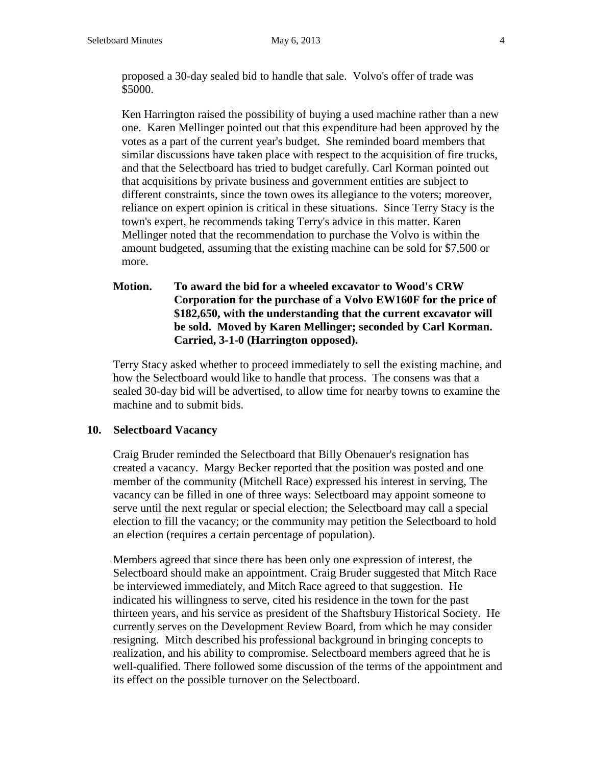proposed a 30-day sealed bid to handle that sale. Volvo's offer of trade was $5000.

Ken Harrington raised the possibility of buying a used machine rather than a new one. Karen Mellinger pointed out that this expenditure had been approved by the votes as a part of the current year's budget. She reminded board members that similar discussions have taken place with respect to the acquisition of fire trucks, and that the Selectboard has tried to budget carefully. Carl Korman pointed out that acquisitions by private business and government entities are subject to different constraints, since the town owes its allegiance to the voters; moreover, reliance on expert opinion is critical in these situations. Since Terry Stacy is the town's expert, he recommends taking Terry's advice in this matter. Karen Mellinger noted that the recommendation to purchase the Volvo is within the amount budgeted, assuming that the existing machine can be sold for $7,500 or more.

**Motion. To award the bid for a wheeled excavator to Wood's CRW Corporation for the purchase of a Volvo EW160F for the price of $182,650, with the understanding that the current excavator will be sold. Moved by Karen Mellinger; seconded by Carl Korman. Carried, 3-1-0 (Harrington opposed).**

Terry Stacy asked whether to proceed immediately to sell the existing machine, and how the Selectboard would like to handle that process. The consens was that a sealed 30-day bid will be advertised, to allow time for nearby towns to examine the machine and to submit bids.

## 10. Selectboard Vacancy

Craig Bruder reminded the Selectboard that Billy Obenauer's resignation has created a vacancy. Margy Becker reported that the position was posted and one member of the community (Mitchell Race) expressed his interest in serving, The vacancy can be filled in one of three ways: Selectboard may appoint someone to serve until the next regular or special election; the Selectboard may call a special election to fill the vacancy; or the community may petition the Selectboard to hold an election (requires a certain percentage of population).

Members agreed that since there has been only one expression of interest, the Selectboard should make an appointment. Craig Bruder suggested that Mitch Race be interviewed immediately, and Mitch Race agreed to that suggestion. He indicated his willingness to serve, cited his residence in the town for the past thirteen years, and his service as president of the Shaftsbury Historical Society. He currently serves on the Development Review Board, from which he may consider resigning. Mitch described his professional background in bringing concepts to realization, and his ability to compromise. Selectboard members agreed that he is well-qualified. There followed some discussion of the terms of the appointment and its effect on the possible turnover on the Selectboard.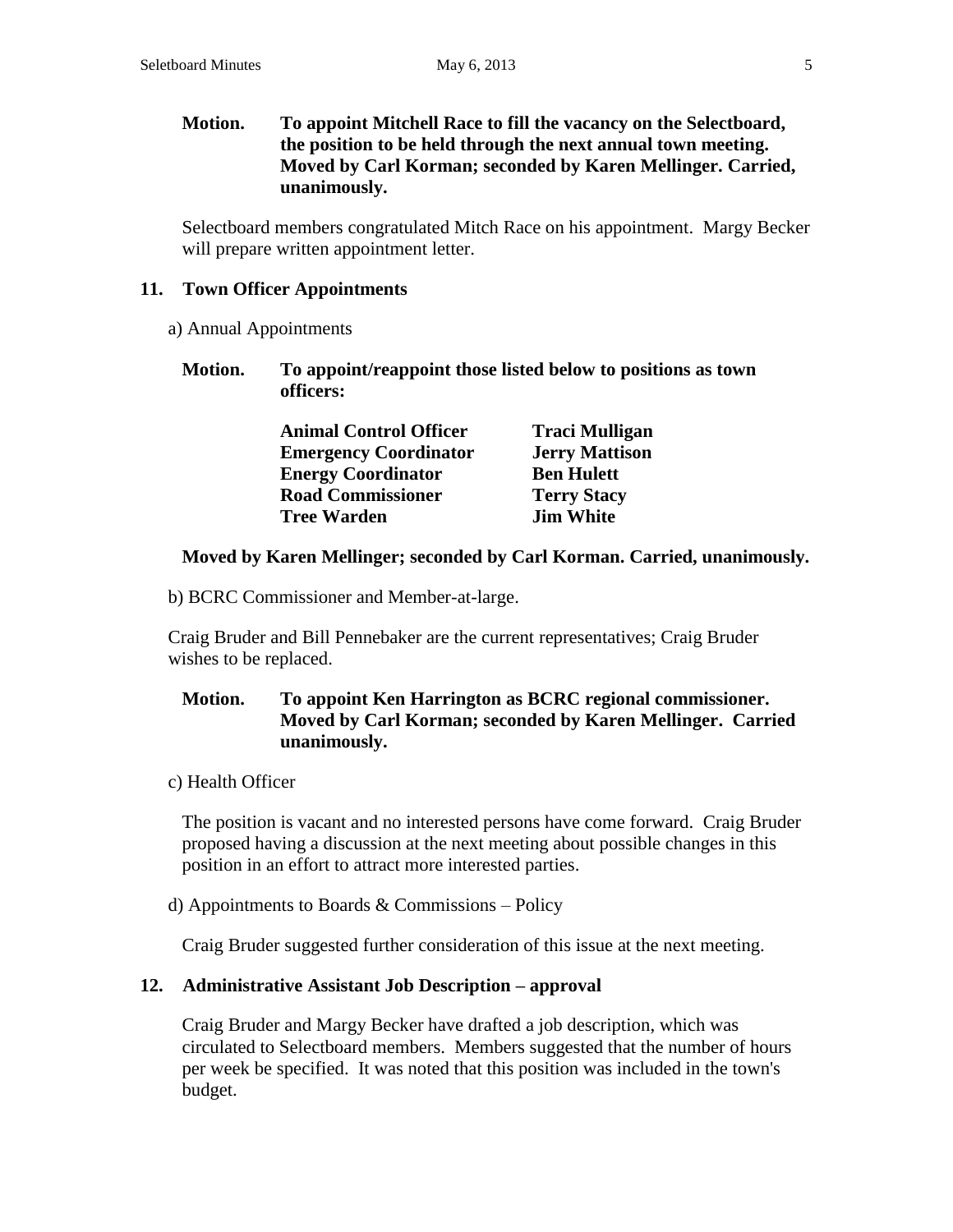**Motion. To appoint Mitchell Race to fill the vacancy on the Selectboard, the position to be held through the next annual town meeting. Moved by Carl Korman; seconded by Karen Mellinger. Carried, unanimously.**

Selectboard members congratulated Mitch Race on his appointment. Margy Becker will prepare written appointment letter.

## 11. Town Officer Appointments

a) Annual Appointments

**Motion. To appoint/reappoint those listed below to positions as town officers:**

| | |
|---|---|
| **Animal Control Officer** | **Traci Mulligan** |
| **Emergency Coordinator** | **Jerry Mattison** |
| **Energy Coordinator** | **Ben Hulett** |
| **Road Commissioner** | **Terry Stacy** |
| **Tree Warden** | **Jim White** |

**Moved by Karen Mellinger; seconded by Carl Korman. Carried, unanimously.**

b) BCRC Commissioner and Member-at-large.

Craig Bruder and Bill Pennebaker are the current representatives; Craig Bruder wishes to be replaced.

**Motion. To appoint Ken Harrington as BCRC regional commissioner. Moved by Carl Korman; seconded by Karen Mellinger. Carried unanimously.**

c) Health Officer

The position is vacant and no interested persons have come forward. Craig Bruder proposed having a discussion at the next meeting about possible changes in this position in an effort to attract more interested parties.

d) Appointments to Boards & Commissions – Policy

Craig Bruder suggested further consideration of this issue at the next meeting.

## 12. Administrative Assistant Job Description – approval

Craig Bruder and Margy Becker have drafted a job description, which was circulated to Selectboard members. Members suggested that the number of hours per week be specified. It was noted that this position was included in the town's budget.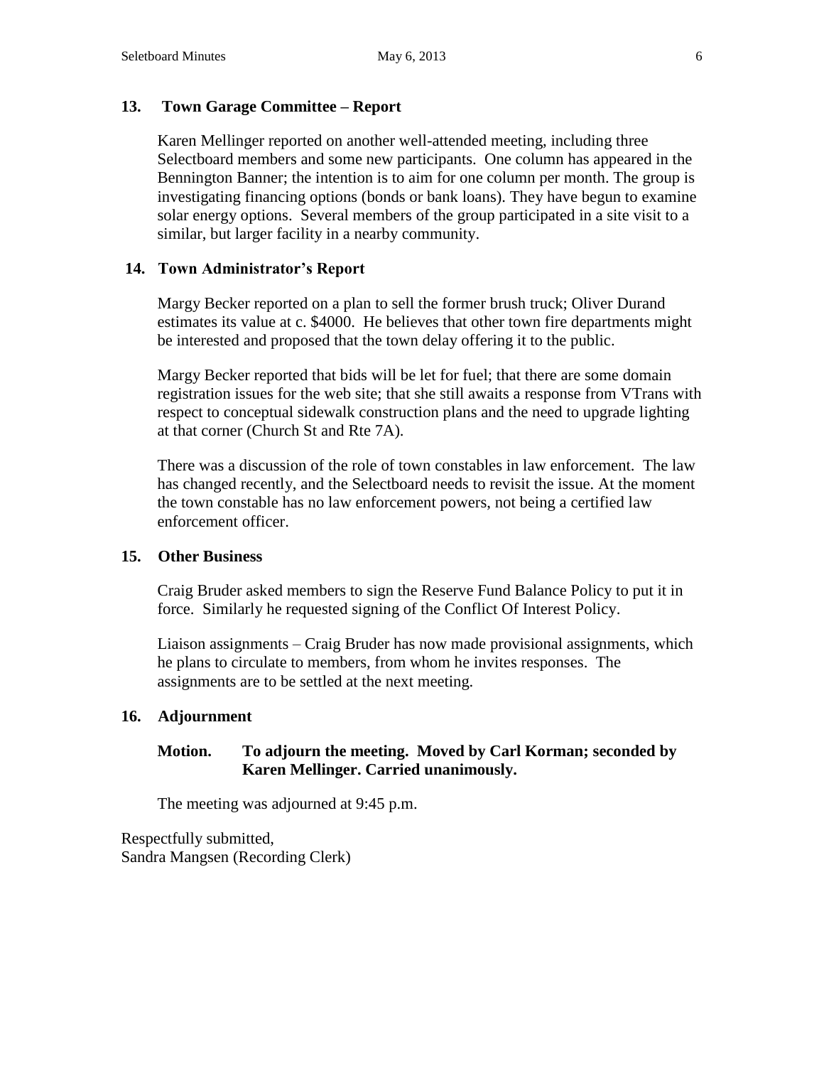## 13. Town Garage Committee – Report

Karen Mellinger reported on another well-attended meeting, including three Selectboard members and some new participants. One column has appeared in the Bennington Banner; the intention is to aim for one column per month. The group is investigating financing options (bonds or bank loans). They have begun to examine solar energy options. Several members of the group participated in a site visit to a similar, but larger facility in a nearby community.

## 14. Town Administrator's Report

Margy Becker reported on a plan to sell the former brush truck; Oliver Durand estimates its value at c. $4000. He believes that other town fire departments might be interested and proposed that the town delay offering it to the public.

Margy Becker reported that bids will be let for fuel; that there are some domain registration issues for the web site; that she still awaits a response from VTrans with respect to conceptual sidewalk construction plans and the need to upgrade lighting at that corner (Church St and Rte 7A).

There was a discussion of the role of town constables in law enforcement. The law has changed recently, and the Selectboard needs to revisit the issue. At the moment the town constable has no law enforcement powers, not being a certified law enforcement officer.

## 15. Other Business

Craig Bruder asked members to sign the Reserve Fund Balance Policy to put it in force. Similarly he requested signing of the Conflict Of Interest Policy.

Liaison assignments – Craig Bruder has now made provisional assignments, which he plans to circulate to members, from whom he invites responses. The assignments are to be settled at the next meeting.

## 16. Adjournment

**Motion. To adjourn the meeting. Moved by Carl Korman; seconded by Karen Mellinger. Carried unanimously.**

The meeting was adjourned at 9:45 p.m.

Respectfully submitted,
Sandra Mangsen (Recording Clerk)